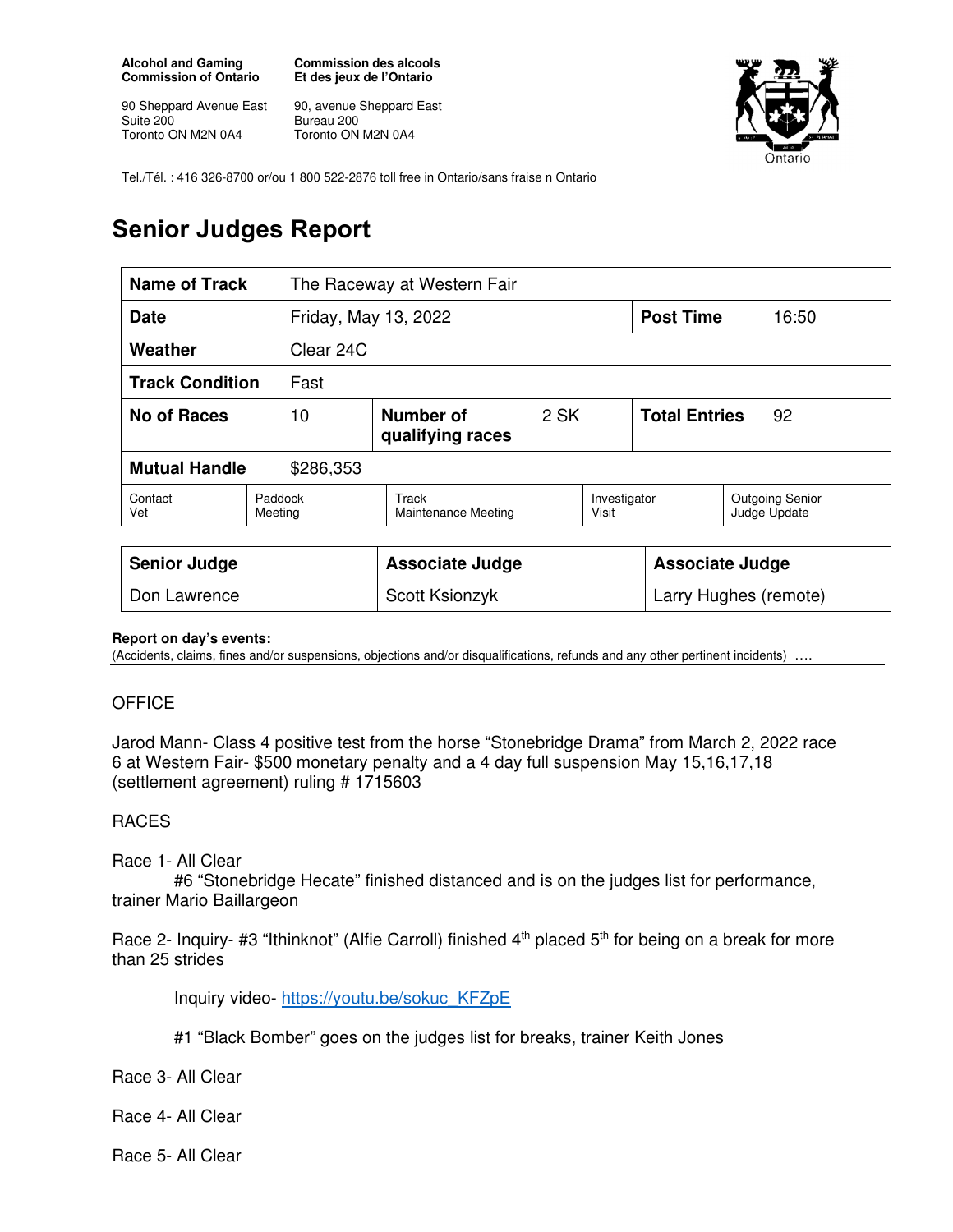**Alcohol and Gaming Commission of Ontario**

90 Sheppard Avenue East
Suite 200
Toronto ON M2N 0A4

**Commission des alcools Et des jeux de l'Ontario**

90, avenue Sheppard East
Bureau 200
Toronto ON M2N 0A4

Tel./Tél. : 416 326-8700 or/ou 1 800 522-2876 toll free in Ontario/sans fraise n Ontario

# Senior Judges Report

| | | | | | |
|---|---|---|---|---|---|
| **Name of Track** | The Raceway at Western Fair | | | | |
| **Date** | Friday, May 13, 2022 | | | **Post Time** | 16:50 |
| **Weather** | Clear 24C | | | | |
| **Track Condition** | Fast | | | | |
| **No of Races** | 10 | **Number of qualifying races** | 2 SK | **Total Entries** | 92 |
| **Mutual Handle** | $286,353 | | | | |
| Contact Vet | Paddock Meeting | Track Maintenance Meeting | Investigator Visit | Outgoing Senior Judge Update | |

| **Senior Judge** | **Associate Judge** | **Associate Judge** |
|---|---|---|
| Don Lawrence | Scott Ksionzyk | Larry Hughes (remote) |

**Report on day's events:**
(Accidents, claims, fines and/or suspensions, objections and/or disqualifications, refunds and any other pertinent incidents) ….

OFFICE

Jarod Mann- Class 4 positive test from the horse "Stonebridge Drama" from March 2, 2022 race 6 at Western Fair- $500 monetary penalty and a 4 day full suspension May 15,16,17,18 (settlement agreement) ruling # 1715603

RACES

Race 1- All Clear
#6 "Stonebridge Hecate" finished distanced and is on the judges list for performance, trainer Mario Baillargeon

Race 2- Inquiry- #3 "Ithinknot" (Alfie Carroll) finished 4th placed 5th for being on a break for more than 25 strides

Inquiry video- https://youtu.be/sokuc_KFZpE

#1 "Black Bomber" goes on the judges list for breaks, trainer Keith Jones

Race 3- All Clear

Race 4- All Clear

Race 5- All Clear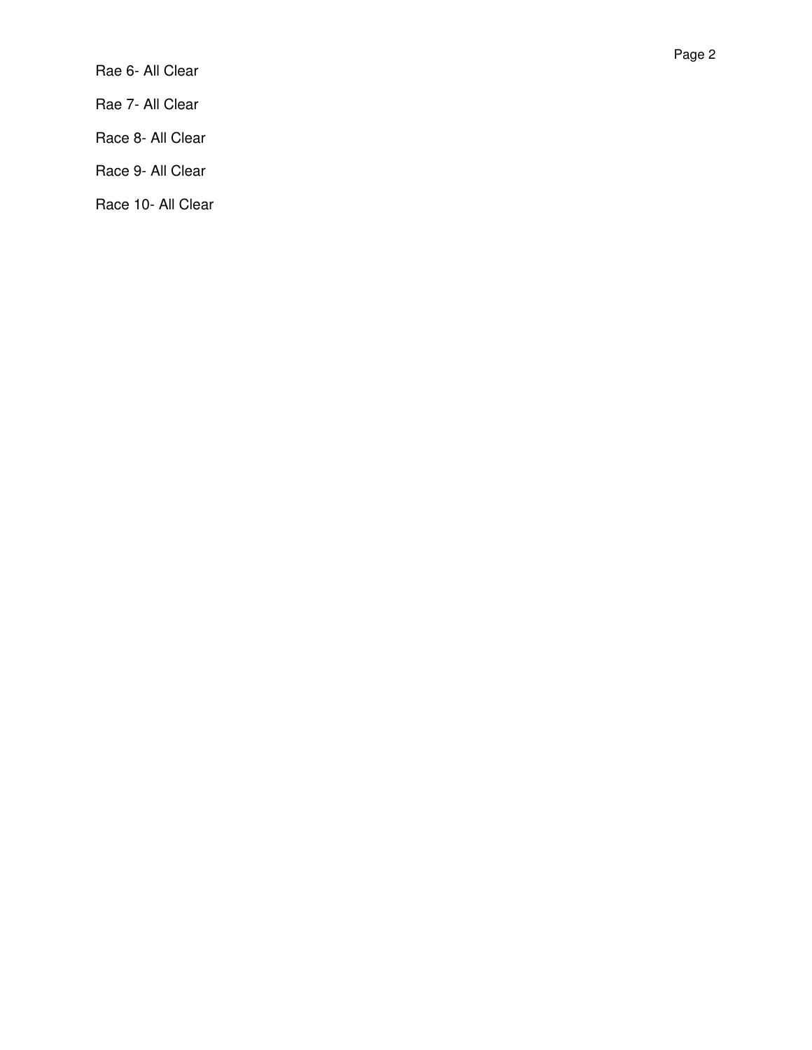Rae 6- All Clear

Rae 7- All Clear

Race 8- All Clear

Race 9- All Clear

Race 10- All Clear